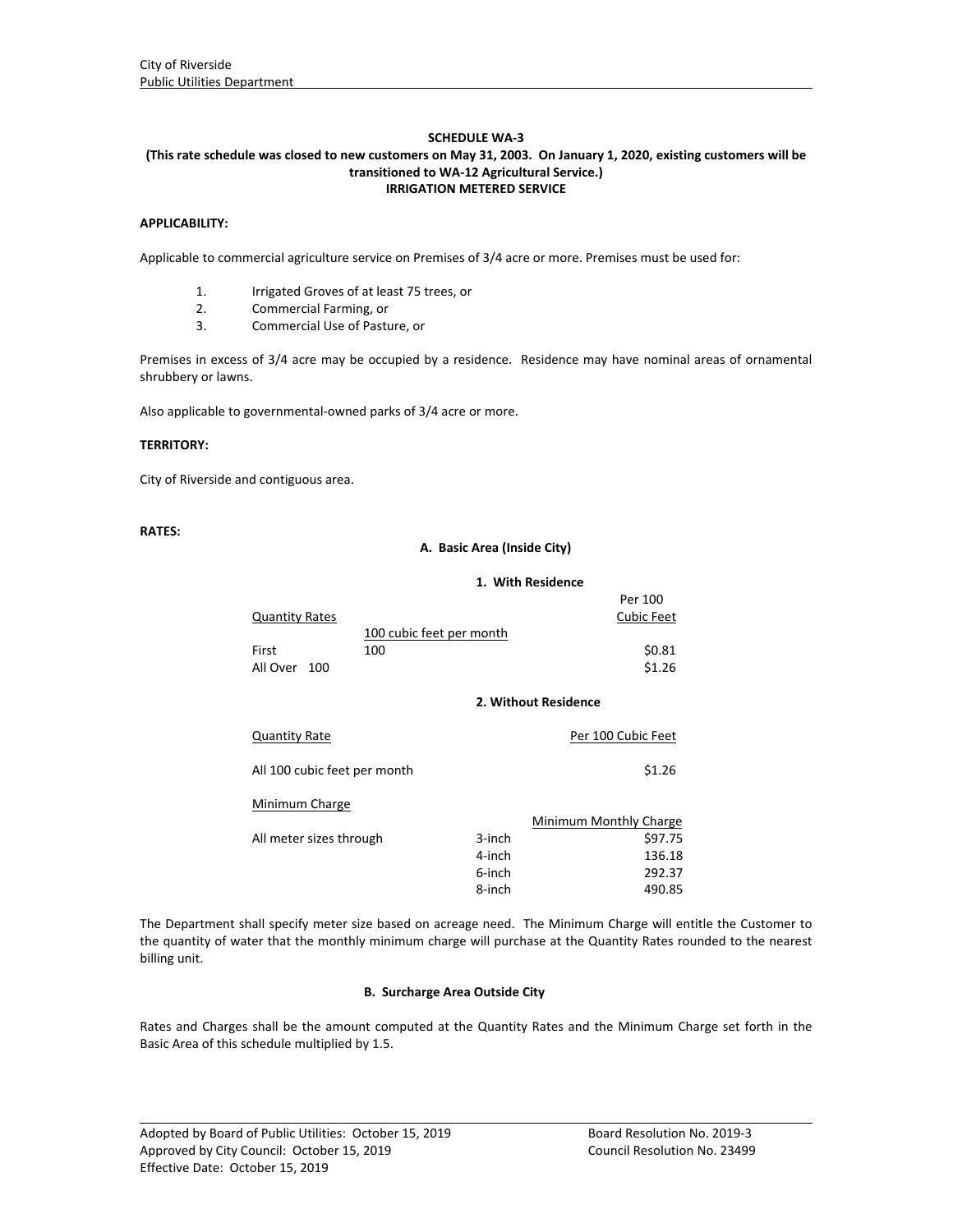City of Riverside
Public Utilities Department

# SCHEDULE WA-3

**(This rate schedule was closed to new customers on May 31, 2003. On January 1, 2020, existing customers will be transitioned to WA-12 Agricultural Service.)**

**IRRIGATION METERED SERVICE**

**APPLICABILITY:**

Applicable to commercial agriculture service on Premises of 3/4 acre or more. Premises must be used for:

1. Irrigated Groves of at least 75 trees, or
2. Commercial Farming, or
3. Commercial Use of Pasture, or

Premises in excess of 3/4 acre may be occupied by a residence. Residence may have nominal areas of ornamental shrubbery or lawns.

Also applicable to governmental-owned parks of 3/4 acre or more.

**TERRITORY:**

City of Riverside and contiguous area.

**RATES:**

**A. Basic Area (Inside City)**

**1. With Residence**

| Quantity Rates | 100 cubic feet per month | Per 100 Cubic Feet |
|---|---|---|
| First | 100 | $0.81 |
| All Over 100 | | $1.26 |

**2. Without Residence**

| Quantity Rate | Per 100 Cubic Feet |
|---|---|
| All 100 cubic feet per month | $1.26 |

Minimum Charge

| | | Minimum Monthly Charge |
|---|---|---|
| All meter sizes through | 3-inch | $97.75 |
| | 4-inch | 136.18 |
| | 6-inch | 292.37 |
| | 8-inch | 490.85 |

The Department shall specify meter size based on acreage need. The Minimum Charge will entitle the Customer to the quantity of water that the monthly minimum charge will purchase at the Quantity Rates rounded to the nearest billing unit.

**B. Surcharge Area Outside City**

Rates and Charges shall be the amount computed at the Quantity Rates and the Minimum Charge set forth in the Basic Area of this schedule multiplied by 1.5.

Adopted by Board of Public Utilities: October 15, 2019 Board Resolution No. 2019-3
Approved by City Council: October 15, 2019 Council Resolution No. 23499
Effective Date: October 15, 2019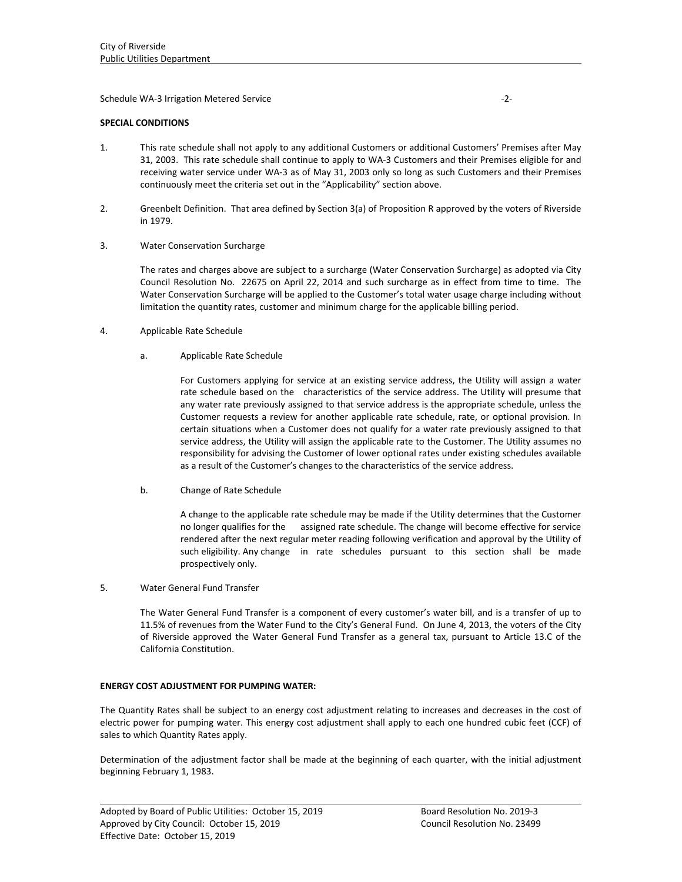Schedule WA-3 Irrigation Metered Service

**SPECIAL CONDITIONS**

1. This rate schedule shall not apply to any additional Customers or additional Customers' Premises after May 31, 2003. This rate schedule shall continue to apply to WA-3 Customers and their Premises eligible for and receiving water service under WA-3 as of May 31, 2003 only so long as such Customers and their Premises continuously meet the criteria set out in the "Applicability" section above.

2. Greenbelt Definition. That area defined by Section 3(a) of Proposition R approved by the voters of Riverside in 1979.

3. Water Conservation Surcharge

   The rates and charges above are subject to a surcharge (Water Conservation Surcharge) as adopted via City Council Resolution No. 22675 on April 22, 2014 and such surcharge as in effect from time to time. The Water Conservation Surcharge will be applied to the Customer's total water usage charge including without limitation the quantity rates, customer and minimum charge for the applicable billing period.

4. Applicable Rate Schedule

   a. Applicable Rate Schedule

      For Customers applying for service at an existing service address, the Utility will assign a water rate schedule based on the characteristics of the service address. The Utility will presume that any water rate previously assigned to that service address is the appropriate schedule, unless the Customer requests a review for another applicable rate schedule, rate, or optional provision. In certain situations when a Customer does not qualify for a water rate previously assigned to that service address, the Utility will assign the applicable rate to the Customer. The Utility assumes no responsibility for advising the Customer of lower optional rates under existing schedules available as a result of the Customer's changes to the characteristics of the service address.

   b. Change of Rate Schedule

      A change to the applicable rate schedule may be made if the Utility determines that the Customer no longer qualifies for the assigned rate schedule. The change will become effective for service rendered after the next regular meter reading following verification and approval by the Utility of such eligibility. Any change in rate schedules pursuant to this section shall be made prospectively only.

5. Water General Fund Transfer

   The Water General Fund Transfer is a component of every customer's water bill, and is a transfer of up to 11.5% of revenues from the Water Fund to the City's General Fund. On June 4, 2013, the voters of the City of Riverside approved the Water General Fund Transfer as a general tax, pursuant to Article 13.C of the California Constitution.

**ENERGY COST ADJUSTMENT FOR PUMPING WATER:**

The Quantity Rates shall be subject to an energy cost adjustment relating to increases and decreases in the cost of electric power for pumping water. This energy cost adjustment shall apply to each one hundred cubic feet (CCF) of sales to which Quantity Rates apply.

Determination of the adjustment factor shall be made at the beginning of each quarter, with the initial adjustment beginning February 1, 1983.

Adopted by Board of Public Utilities: October 15, 2019 — Board Resolution No. 2019-3
Approved by City Council: October 15, 2019 — Council Resolution No. 23499
Effective Date: October 15, 2019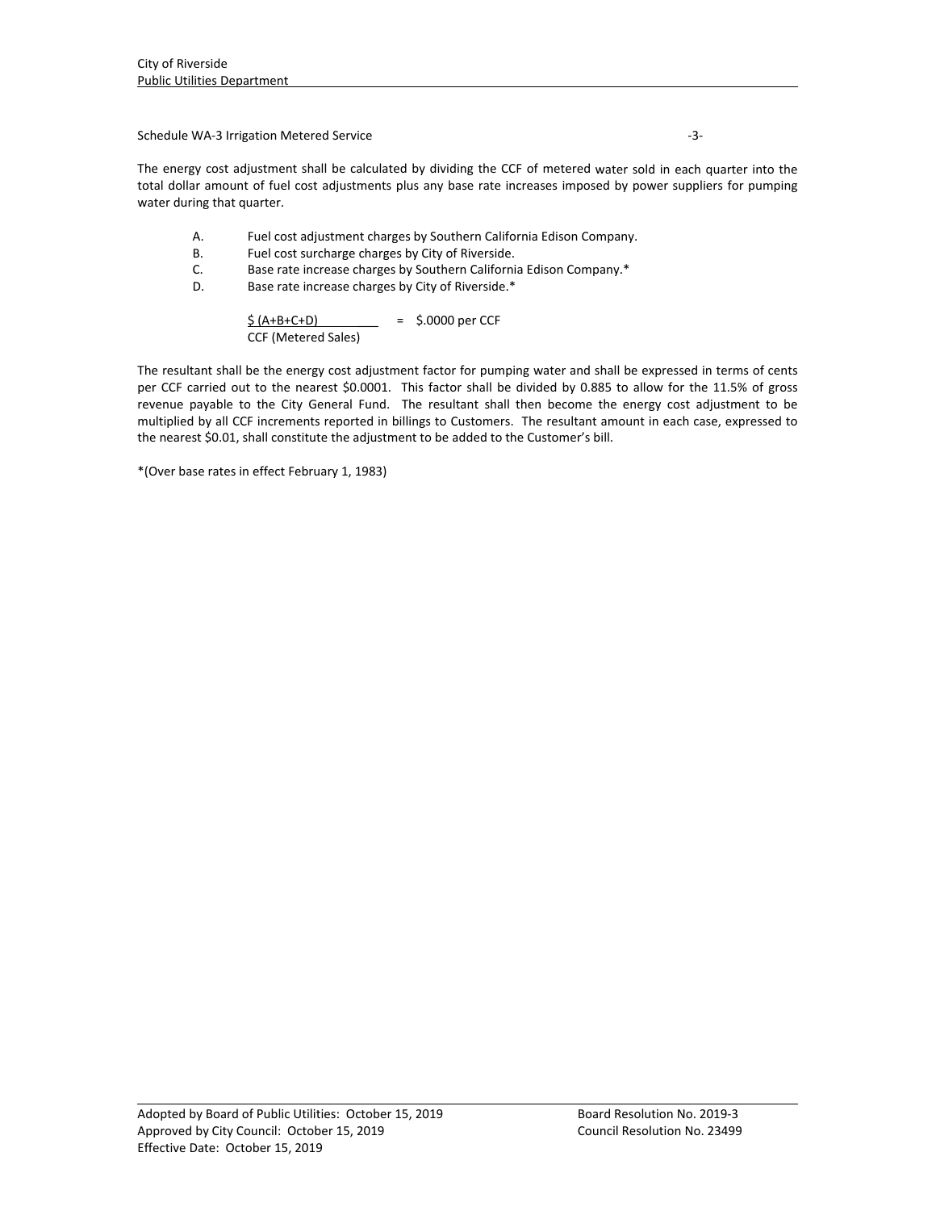Schedule WA-3 Irrigation Metered Service

The energy cost adjustment shall be calculated by dividing the CCF of metered water sold in each quarter into the total dollar amount of fuel cost adjustments plus any base rate increases imposed by power suppliers for pumping water during that quarter.

A. Fuel cost adjustment charges by Southern California Edison Company.

B. Fuel cost surcharge charges by City of Riverside.

C. Base rate increase charges by Southern California Edison Company.*

D. Base rate increase charges by City of Riverside.*

$$\frac{\$\,(A+B+C+D)}{\text{CCF (Metered Sales)}} = \$.0000 \text{ per CCF}$$

The resultant shall be the energy cost adjustment factor for pumping water and shall be expressed in terms of cents per CCF carried out to the nearest $0.0001. This factor shall be divided by 0.885 to allow for the 11.5% of gross revenue payable to the City General Fund. The resultant shall then become the energy cost adjustment to be multiplied by all CCF increments reported in billings to Customers. The resultant amount in each case, expressed to the nearest $0.01, shall constitute the adjustment to be added to the Customer's bill.

*(Over base rates in effect February 1, 1983)

Adopted by Board of Public Utilities: October 15, 2019 Board Resolution No. 2019-3
Approved by City Council: October 15, 2019 Council Resolution No. 23499
Effective Date: October 15, 2019